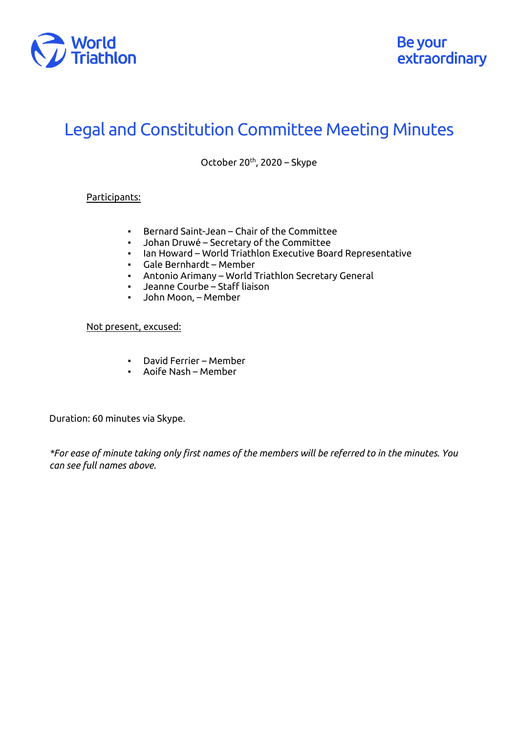World Triathlon

Be your extraordinary

# Legal and Constitution Committee Meeting Minutes

October 20th, 2020 – Skype

Participants:

- Bernard Saint-Jean – Chair of the Committee
- Johan Druwé – Secretary of the Committee
- Ian Howard – World Triathlon Executive Board Representative
- Gale Bernhardt – Member
- Antonio Arimany – World Triathlon Secretary General
- Jeanne Courbe – Staff liaison
- John Moon, – Member

Not present, excused:

- David Ferrier – Member
- Aoife Nash – Member

Duration: 60 minutes via Skype.

*\*For ease of minute taking only first names of the members will be referred to in the minutes. You can see full names above.*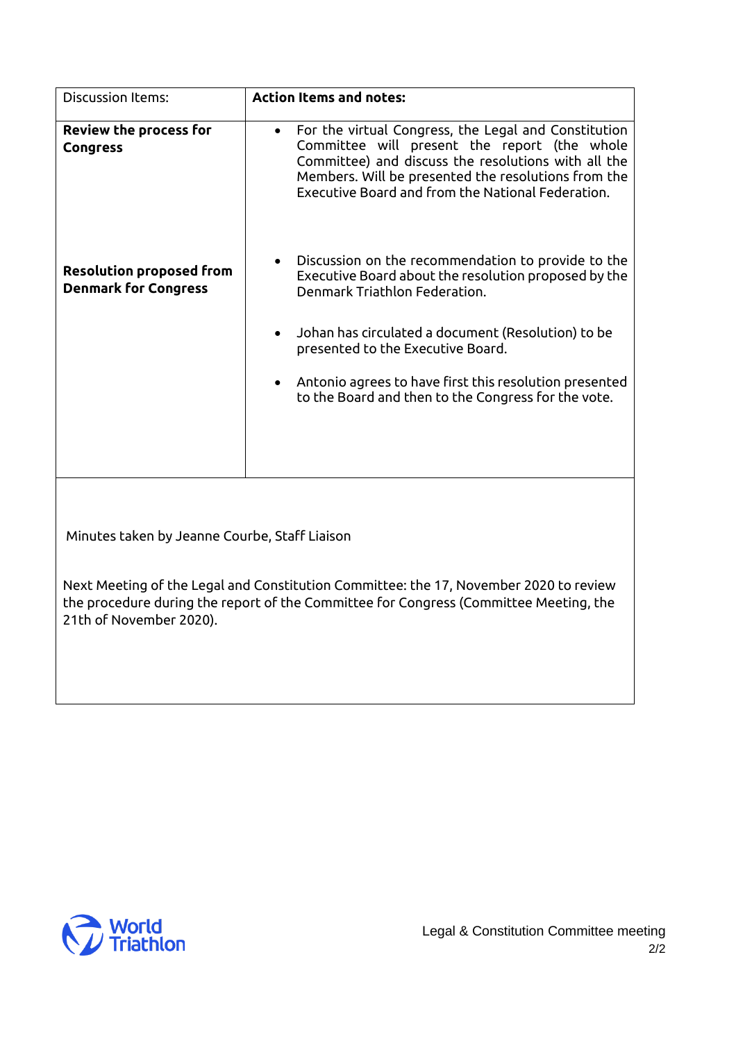| Discussion Items: | **Action Items and notes:** |
| --- | --- |
| **Review the process for Congress** | • For the virtual Congress, the Legal and Constitution Committee will present the report (the whole Committee) and discuss the resolutions with all the Members. Will be presented the resolutions from the Executive Board and from the National Federation. |
| **Resolution proposed from Denmark for Congress** | • Discussion on the recommendation to provide to the Executive Board about the resolution proposed by the Denmark Triathlon Federation.<br>• Johan has circulated a document (Resolution) to be presented to the Executive Board.<br>• Antonio agrees to have first this resolution presented to the Board and then to the Congress for the vote. |

Minutes taken by Jeanne Courbe, Staff Liaison

Next Meeting of the Legal and Constitution Committee: the 17, November 2020 to review the procedure during the report of the Committee for Congress (Committee Meeting, the 21th of November 2020).